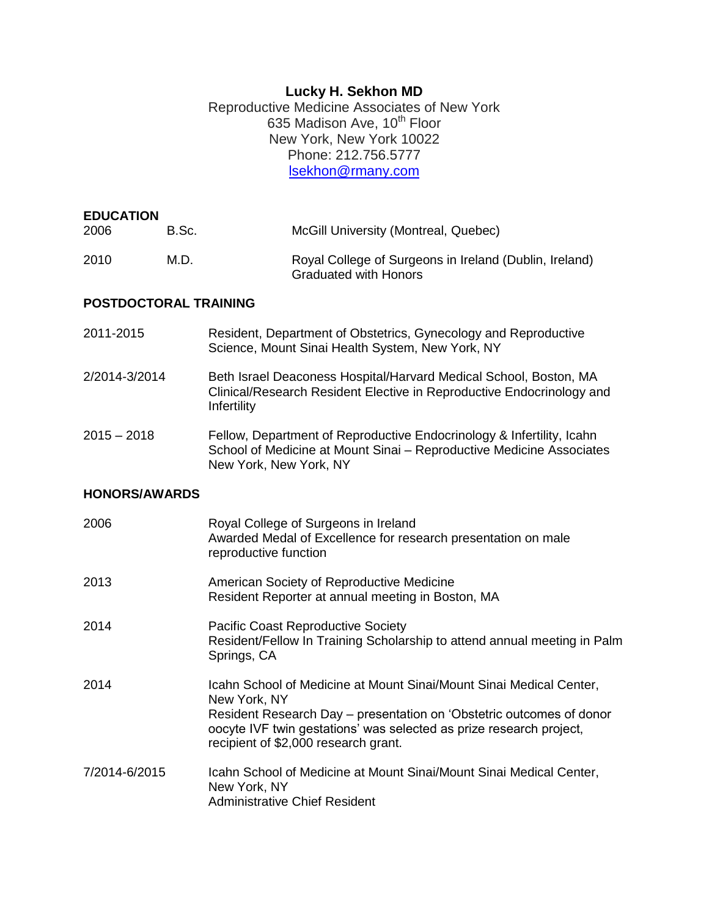**Lucky H. Sekhon MD**
Reproductive Medicine Associates of New York
635 Madison Ave, 10th Floor
New York, New York 10022
Phone: 212.756.5777
lsekhon@rmany.com

## EDUCATION

| | | |
|---|---|---|
| 2006 | B.Sc. | McGill University (Montreal, Quebec) |
| 2010 | M.D. | Royal College of Surgeons in Ireland (Dublin, Ireland)<br>Graduated with Honors |

## POSTDOCTORAL TRAINING

| | |
|---|---|
| 2011-2015 | Resident, Department of Obstetrics, Gynecology and Reproductive Science, Mount Sinai Health System, New York, NY |
| 2/2014-3/2014 | Beth Israel Deaconess Hospital/Harvard Medical School, Boston, MA<br>Clinical/Research Resident Elective in Reproductive Endocrinology and Infertility |
| 2015 – 2018 | Fellow, Department of Reproductive Endocrinology & Infertility, Icahn School of Medicine at Mount Sinai – Reproductive Medicine Associates New York, New York, NY |

## HONORS/AWARDS

| | |
|---|---|
| 2006 | Royal College of Surgeons in Ireland<br>Awarded Medal of Excellence for research presentation on male reproductive function |
| 2013 | American Society of Reproductive Medicine<br>Resident Reporter at annual meeting in Boston, MA |
| 2014 | Pacific Coast Reproductive Society<br>Resident/Fellow In Training Scholarship to attend annual meeting in Palm Springs, CA |
| 2014 | Icahn School of Medicine at Mount Sinai/Mount Sinai Medical Center, New York, NY<br>Resident Research Day – presentation on 'Obstetric outcomes of donor oocyte IVF twin gestations' was selected as prize research project, recipient of $2,000 research grant. |
| 7/2014-6/2015 | Icahn School of Medicine at Mount Sinai/Mount Sinai Medical Center, New York, NY<br>Administrative Chief Resident |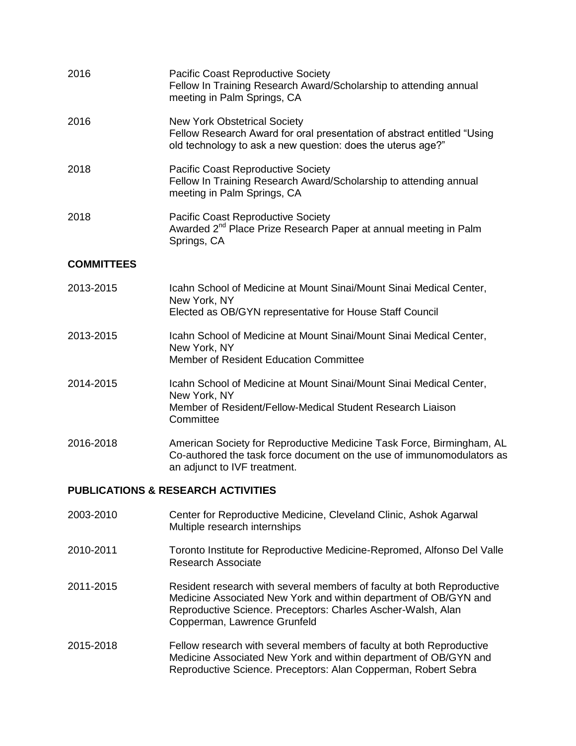2016 Pacific Coast Reproductive Society
Fellow In Training Research Award/Scholarship to attending annual meeting in Palm Springs, CA

2016 New York Obstetrical Society
Fellow Research Award for oral presentation of abstract entitled "Using old technology to ask a new question: does the uterus age?"

2018 Pacific Coast Reproductive Society
Fellow In Training Research Award/Scholarship to attending annual meeting in Palm Springs, CA

2018 Pacific Coast Reproductive Society
Awarded 2nd Place Prize Research Paper at annual meeting in Palm Springs, CA

## COMMITTEES

2013-2015 Icahn School of Medicine at Mount Sinai/Mount Sinai Medical Center, New York, NY
Elected as OB/GYN representative for House Staff Council

2013-2015 Icahn School of Medicine at Mount Sinai/Mount Sinai Medical Center, New York, NY
Member of Resident Education Committee

2014-2015 Icahn School of Medicine at Mount Sinai/Mount Sinai Medical Center, New York, NY
Member of Resident/Fellow-Medical Student Research Liaison Committee

2016-2018 American Society for Reproductive Medicine Task Force, Birmingham, AL
Co-authored the task force document on the use of immunomodulators as an adjunct to IVF treatment.

## PUBLICATIONS & RESEARCH ACTIVITIES

2003-2010 Center for Reproductive Medicine, Cleveland Clinic, Ashok Agarwal
Multiple research internships

2010-2011 Toronto Institute for Reproductive Medicine-Repromed, Alfonso Del Valle
Research Associate

2011-2015 Resident research with several members of faculty at both Reproductive Medicine Associated New York and within department of OB/GYN and Reproductive Science. Preceptors: Charles Ascher-Walsh, Alan Copperman, Lawrence Grunfeld

2015-2018 Fellow research with several members of faculty at both Reproductive Medicine Associated New York and within department of OB/GYN and Reproductive Science. Preceptors: Alan Copperman, Robert Sebra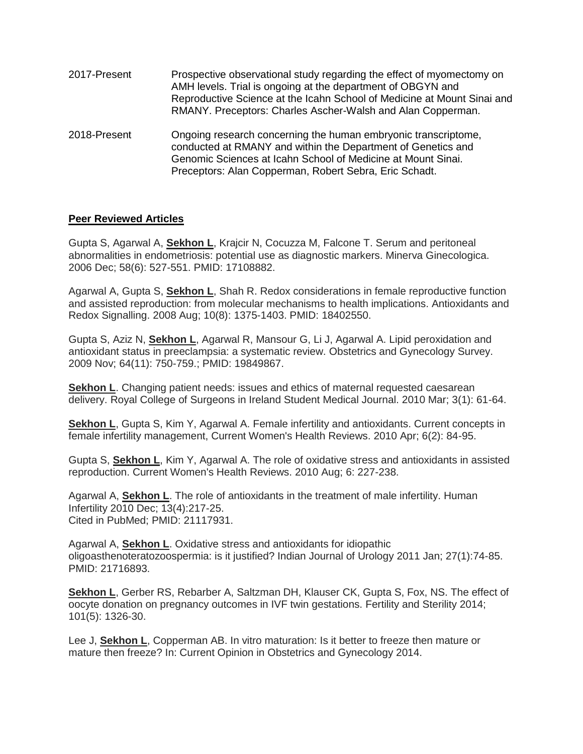2017-Present Prospective observational study regarding the effect of myomectomy on AMH levels. Trial is ongoing at the department of OBGYN and Reproductive Science at the Icahn School of Medicine at Mount Sinai and RMANY. Preceptors: Charles Ascher-Walsh and Alan Copperman.

2018-Present Ongoing research concerning the human embryonic transcriptome, conducted at RMANY and within the Department of Genetics and Genomic Sciences at Icahn School of Medicine at Mount Sinai. Preceptors: Alan Copperman, Robert Sebra, Eric Schadt.

## **Peer Reviewed Articles**

Gupta S, Agarwal A, **Sekhon L**, Krajcir N, Cocuzza M, Falcone T. Serum and peritoneal abnormalities in endometriosis: potential use as diagnostic markers. Minerva Ginecologica. 2006 Dec; 58(6): 527-551. PMID: 17108882.

Agarwal A, Gupta S, **Sekhon L**, Shah R. Redox considerations in female reproductive function and assisted reproduction: from molecular mechanisms to health implications. Antioxidants and Redox Signalling. 2008 Aug; 10(8): 1375-1403. PMID: 18402550.

Gupta S, Aziz N, **Sekhon L**, Agarwal R, Mansour G, Li J, Agarwal A. Lipid peroxidation and antioxidant status in preeclampsia: a systematic review. Obstetrics and Gynecology Survey. 2009 Nov; 64(11): 750-759.; PMID: 19849867.

**Sekhon L**. Changing patient needs: issues and ethics of maternal requested caesarean delivery. Royal College of Surgeons in Ireland Student Medical Journal. 2010 Mar; 3(1): 61-64.

**Sekhon L**, Gupta S, Kim Y, Agarwal A. Female infertility and antioxidants. Current concepts in female infertility management, Current Women's Health Reviews. 2010 Apr; 6(2): 84-95.

Gupta S, **Sekhon L**, Kim Y, Agarwal A. The role of oxidative stress and antioxidants in assisted reproduction. Current Women's Health Reviews. 2010 Aug; 6: 227-238.

Agarwal A, **Sekhon L**. The role of antioxidants in the treatment of male infertility. Human Infertility 2010 Dec; 13(4):217-25.
Cited in PubMed; PMID: 21117931.

Agarwal A, **Sekhon L**. Oxidative stress and antioxidants for idiopathic oligoasthenoteratozoospermia: is it justified? Indian Journal of Urology 2011 Jan; 27(1):74-85. PMID: 21716893.

**Sekhon L**, Gerber RS, Rebarber A, Saltzman DH, Klauser CK, Gupta S, Fox, NS. The effect of oocyte donation on pregnancy outcomes in IVF twin gestations. Fertility and Sterility 2014; 101(5): 1326-30.

Lee J, **Sekhon L**, Copperman AB. In vitro maturation: Is it better to freeze then mature or mature then freeze? In: Current Opinion in Obstetrics and Gynecology 2014.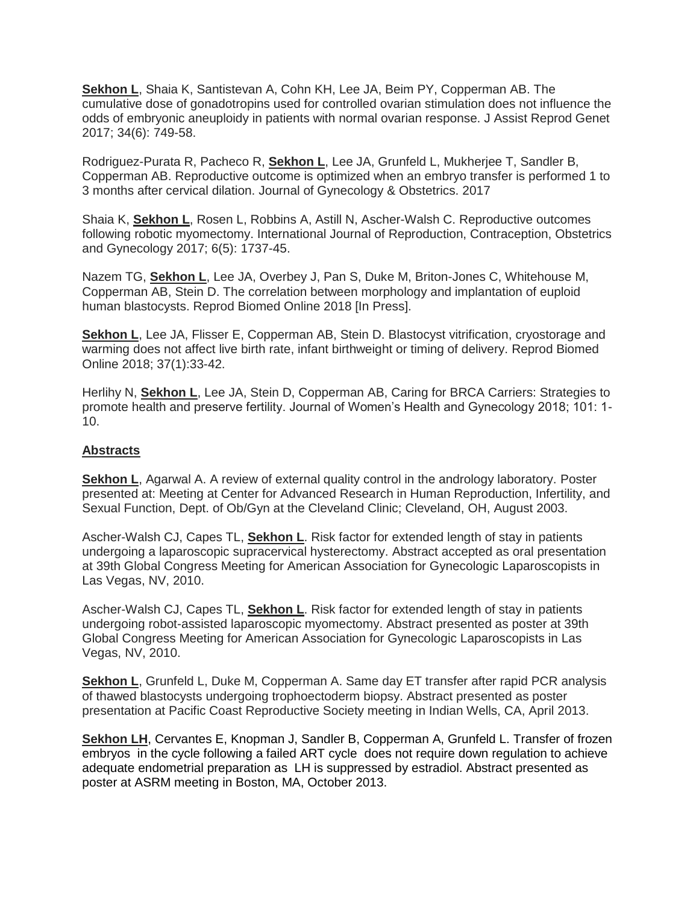**Sekhon L**, Shaia K, Santistevan A, Cohn KH, Lee JA, Beim PY, Copperman AB. The cumulative dose of gonadotropins used for controlled ovarian stimulation does not influence the odds of embryonic aneuploidy in patients with normal ovarian response. J Assist Reprod Genet 2017; 34(6): 749-58.

Rodriguez-Purata R, Pacheco R, **Sekhon L**, Lee JA, Grunfeld L, Mukherjee T, Sandler B, Copperman AB. Reproductive outcome is optimized when an embryo transfer is performed 1 to 3 months after cervical dilation. Journal of Gynecology & Obstetrics. 2017

Shaia K, **Sekhon L**, Rosen L, Robbins A, Astill N, Ascher-Walsh C. Reproductive outcomes following robotic myomectomy. International Journal of Reproduction, Contraception, Obstetrics and Gynecology 2017; 6(5): 1737-45.

Nazem TG, **Sekhon L**, Lee JA, Overbey J, Pan S, Duke M, Briton-Jones C, Whitehouse M, Copperman AB, Stein D. The correlation between morphology and implantation of euploid human blastocysts. Reprod Biomed Online 2018 [In Press].

**Sekhon L**, Lee JA, Flisser E, Copperman AB, Stein D. Blastocyst vitrification, cryostorage and warming does not affect live birth rate, infant birthweight or timing of delivery. Reprod Biomed Online 2018; 37(1):33-42.

Herlihy N, **Sekhon L**, Lee JA, Stein D, Copperman AB, Caring for BRCA Carriers: Strategies to promote health and preserve fertility. Journal of Women's Health and Gynecology 2018; 101: 1-10.

## Abstracts

**Sekhon L**, Agarwal A. A review of external quality control in the andrology laboratory. Poster presented at: Meeting at Center for Advanced Research in Human Reproduction, Infertility, and Sexual Function, Dept. of Ob/Gyn at the Cleveland Clinic; Cleveland, OH, August 2003.

Ascher-Walsh CJ, Capes TL, **Sekhon L**. Risk factor for extended length of stay in patients undergoing a laparoscopic supracervical hysterectomy. Abstract accepted as oral presentation at 39th Global Congress Meeting for American Association for Gynecologic Laparoscopists in Las Vegas, NV, 2010.

Ascher-Walsh CJ, Capes TL, **Sekhon L**. Risk factor for extended length of stay in patients undergoing robot-assisted laparoscopic myomectomy. Abstract presented as poster at 39th Global Congress Meeting for American Association for Gynecologic Laparoscopists in Las Vegas, NV, 2010.

**Sekhon L**, Grunfeld L, Duke M, Copperman A. Same day ET transfer after rapid PCR analysis of thawed blastocysts undergoing trophoectoderm biopsy. Abstract presented as poster presentation at Pacific Coast Reproductive Society meeting in Indian Wells, CA, April 2013.

**Sekhon LH**, Cervantes E, Knopman J, Sandler B, Copperman A, Grunfeld L. Transfer of frozen embryos in the cycle following a failed ART cycle does not require down regulation to achieve adequate endometrial preparation as LH is suppressed by estradiol. Abstract presented as poster at ASRM meeting in Boston, MA, October 2013.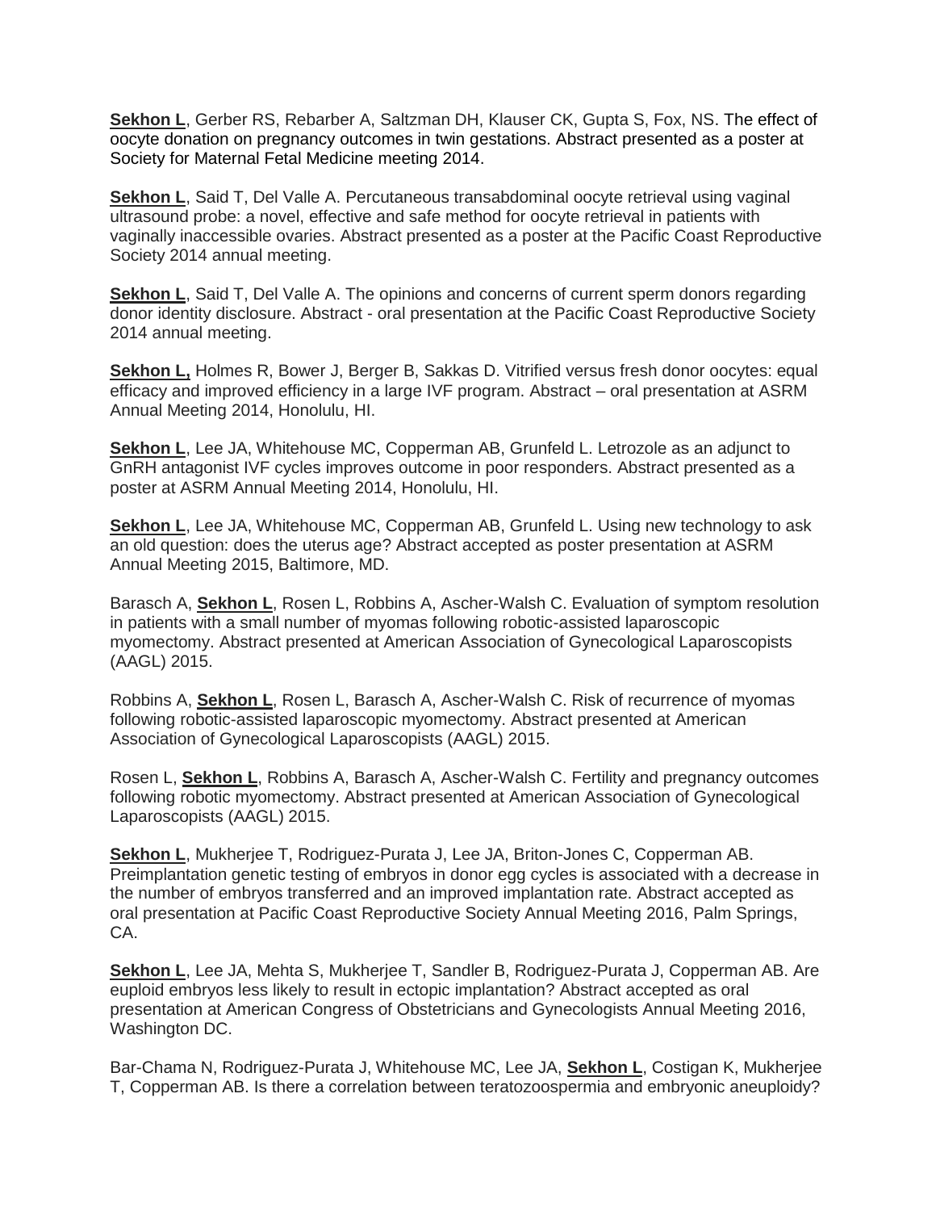**Sekhon L**, Gerber RS, Rebarber A, Saltzman DH, Klauser CK, Gupta S, Fox, NS. The effect of oocyte donation on pregnancy outcomes in twin gestations. Abstract presented as a poster at Society for Maternal Fetal Medicine meeting 2014.

**Sekhon L**, Said T, Del Valle A. Percutaneous transabdominal oocyte retrieval using vaginal ultrasound probe: a novel, effective and safe method for oocyte retrieval in patients with vaginally inaccessible ovaries. Abstract presented as a poster at the Pacific Coast Reproductive Society 2014 annual meeting.

**Sekhon L**, Said T, Del Valle A. The opinions and concerns of current sperm donors regarding donor identity disclosure. Abstract - oral presentation at the Pacific Coast Reproductive Society 2014 annual meeting.

**Sekhon L,** Holmes R, Bower J, Berger B, Sakkas D. Vitrified versus fresh donor oocytes: equal efficacy and improved efficiency in a large IVF program. Abstract – oral presentation at ASRM Annual Meeting 2014, Honolulu, HI.

**Sekhon L**, Lee JA, Whitehouse MC, Copperman AB, Grunfeld L. Letrozole as an adjunct to GnRH antagonist IVF cycles improves outcome in poor responders. Abstract presented as a poster at ASRM Annual Meeting 2014, Honolulu, HI.

**Sekhon L**, Lee JA, Whitehouse MC, Copperman AB, Grunfeld L. Using new technology to ask an old question: does the uterus age? Abstract accepted as poster presentation at ASRM Annual Meeting 2015, Baltimore, MD.

Barasch A, **Sekhon L**, Rosen L, Robbins A, Ascher-Walsh C. Evaluation of symptom resolution in patients with a small number of myomas following robotic-assisted laparoscopic myomectomy. Abstract presented at American Association of Gynecological Laparoscopists (AAGL) 2015.

Robbins A, **Sekhon L**, Rosen L, Barasch A, Ascher-Walsh C. Risk of recurrence of myomas following robotic-assisted laparoscopic myomectomy. Abstract presented at American Association of Gynecological Laparoscopists (AAGL) 2015.

Rosen L, **Sekhon L**, Robbins A, Barasch A, Ascher-Walsh C. Fertility and pregnancy outcomes following robotic myomectomy. Abstract presented at American Association of Gynecological Laparoscopists (AAGL) 2015.

**Sekhon L**, Mukherjee T, Rodriguez-Purata J, Lee JA, Briton-Jones C, Copperman AB. Preimplantation genetic testing of embryos in donor egg cycles is associated with a decrease in the number of embryos transferred and an improved implantation rate. Abstract accepted as oral presentation at Pacific Coast Reproductive Society Annual Meeting 2016, Palm Springs, CA.

**Sekhon L**, Lee JA, Mehta S, Mukherjee T, Sandler B, Rodriguez-Purata J, Copperman AB. Are euploid embryos less likely to result in ectopic implantation? Abstract accepted as oral presentation at American Congress of Obstetricians and Gynecologists Annual Meeting 2016, Washington DC.

Bar-Chama N, Rodriguez-Purata J, Whitehouse MC, Lee JA, **Sekhon L**, Costigan K, Mukherjee T, Copperman AB. Is there a correlation between teratozoospermia and embryonic aneuploidy?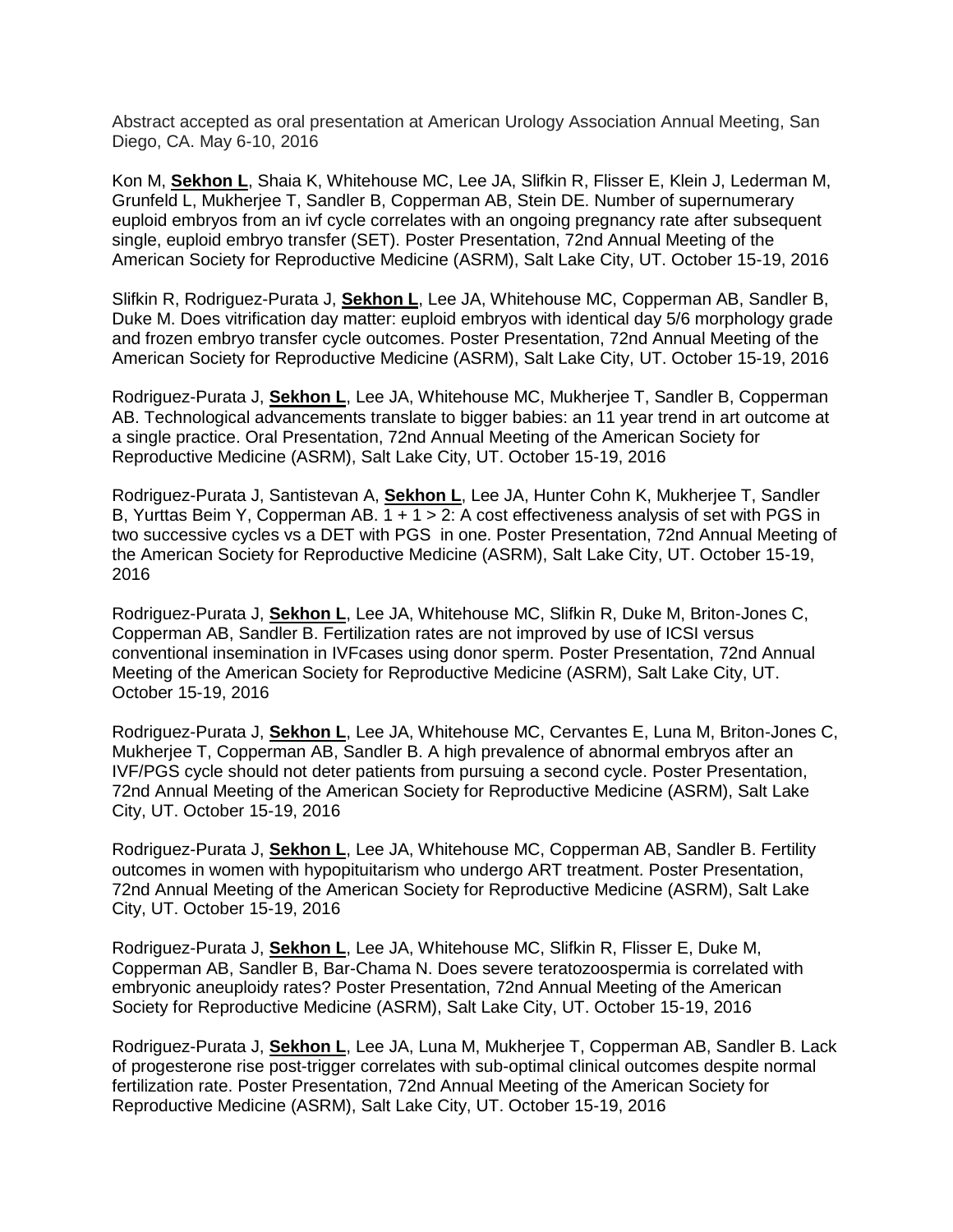Abstract accepted as oral presentation at American Urology Association Annual Meeting, San Diego, CA. May 6-10, 2016

Kon M, **Sekhon L**, Shaia K, Whitehouse MC, Lee JA, Slifkin R, Flisser E, Klein J, Lederman M, Grunfeld L, Mukherjee T, Sandler B, Copperman AB, Stein DE. Number of supernumerary euploid embryos from an ivf cycle correlates with an ongoing pregnancy rate after subsequent single, euploid embryo transfer (SET). Poster Presentation, 72nd Annual Meeting of the American Society for Reproductive Medicine (ASRM), Salt Lake City, UT. October 15-19, 2016

Slifkin R, Rodriguez-Purata J, **Sekhon L**, Lee JA, Whitehouse MC, Copperman AB, Sandler B, Duke M. Does vitrification day matter: euploid embryos with identical day 5/6 morphology grade and frozen embryo transfer cycle outcomes. Poster Presentation, 72nd Annual Meeting of the American Society for Reproductive Medicine (ASRM), Salt Lake City, UT. October 15-19, 2016

Rodriguez-Purata J, **Sekhon L**, Lee JA, Whitehouse MC, Mukherjee T, Sandler B, Copperman AB. Technological advancements translate to bigger babies: an 11 year trend in art outcome at a single practice. Oral Presentation, 72nd Annual Meeting of the American Society for Reproductive Medicine (ASRM), Salt Lake City, UT. October 15-19, 2016

Rodriguez-Purata J, Santistevan A, **Sekhon L**, Lee JA, Hunter Cohn K, Mukherjee T, Sandler B, Yurttas Beim Y, Copperman AB. 1 + 1 > 2: A cost effectiveness analysis of set with PGS in two successive cycles vs a DET with PGS in one. Poster Presentation, 72nd Annual Meeting of the American Society for Reproductive Medicine (ASRM), Salt Lake City, UT. October 15-19, 2016

Rodriguez-Purata J, **Sekhon L**, Lee JA, Whitehouse MC, Slifkin R, Duke M, Briton-Jones C, Copperman AB, Sandler B. Fertilization rates are not improved by use of ICSI versus conventional insemination in IVFcases using donor sperm. Poster Presentation, 72nd Annual Meeting of the American Society for Reproductive Medicine (ASRM), Salt Lake City, UT. October 15-19, 2016

Rodriguez-Purata J, **Sekhon L**, Lee JA, Whitehouse MC, Cervantes E, Luna M, Briton-Jones C, Mukherjee T, Copperman AB, Sandler B. A high prevalence of abnormal embryos after an IVF/PGS cycle should not deter patients from pursuing a second cycle. Poster Presentation, 72nd Annual Meeting of the American Society for Reproductive Medicine (ASRM), Salt Lake City, UT. October 15-19, 2016

Rodriguez-Purata J, **Sekhon L**, Lee JA, Whitehouse MC, Copperman AB, Sandler B. Fertility outcomes in women with hypopituitarism who undergo ART treatment. Poster Presentation, 72nd Annual Meeting of the American Society for Reproductive Medicine (ASRM), Salt Lake City, UT. October 15-19, 2016

Rodriguez-Purata J, **Sekhon L**, Lee JA, Whitehouse MC, Slifkin R, Flisser E, Duke M, Copperman AB, Sandler B, Bar-Chama N. Does severe teratozoospermia is correlated with embryonic aneuploidy rates? Poster Presentation, 72nd Annual Meeting of the American Society for Reproductive Medicine (ASRM), Salt Lake City, UT. October 15-19, 2016

Rodriguez-Purata J, **Sekhon L**, Lee JA, Luna M, Mukherjee T, Copperman AB, Sandler B. Lack of progesterone rise post-trigger correlates with sub-optimal clinical outcomes despite normal fertilization rate. Poster Presentation, 72nd Annual Meeting of the American Society for Reproductive Medicine (ASRM), Salt Lake City, UT. October 15-19, 2016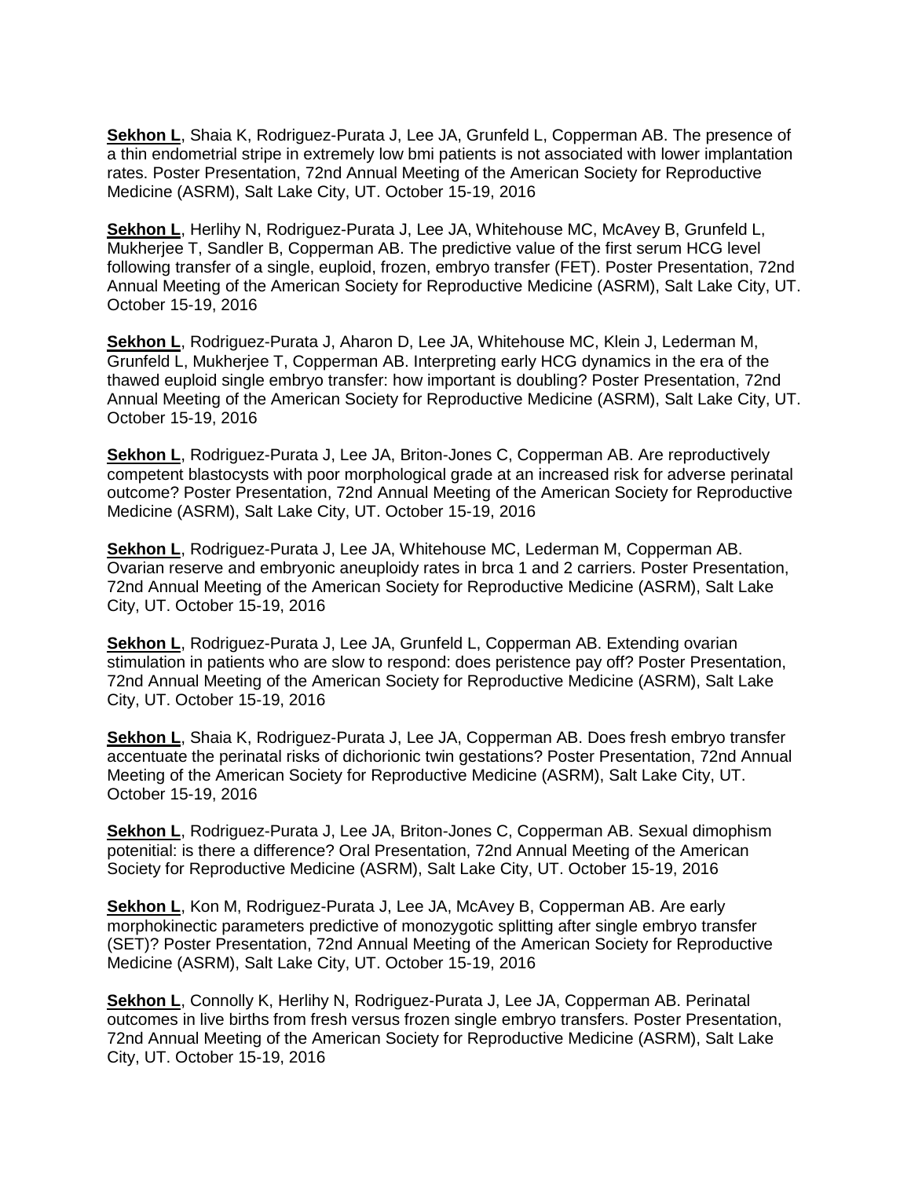**Sekhon L**, Shaia K, Rodriguez-Purata J, Lee JA, Grunfeld L, Copperman AB. The presence of a thin endometrial stripe in extremely low bmi patients is not associated with lower implantation rates. Poster Presentation, 72nd Annual Meeting of the American Society for Reproductive Medicine (ASRM), Salt Lake City, UT. October 15-19, 2016

**Sekhon L**, Herlihy N, Rodriguez-Purata J, Lee JA, Whitehouse MC, McAvey B, Grunfeld L, Mukherjee T, Sandler B, Copperman AB. The predictive value of the first serum HCG level following transfer of a single, euploid, frozen, embryo transfer (FET). Poster Presentation, 72nd Annual Meeting of the American Society for Reproductive Medicine (ASRM), Salt Lake City, UT. October 15-19, 2016

**Sekhon L**, Rodriguez-Purata J, Aharon D, Lee JA, Whitehouse MC, Klein J, Lederman M, Grunfeld L, Mukherjee T, Copperman AB. Interpreting early HCG dynamics in the era of the thawed euploid single embryo transfer: how important is doubling? Poster Presentation, 72nd Annual Meeting of the American Society for Reproductive Medicine (ASRM), Salt Lake City, UT. October 15-19, 2016

**Sekhon L**, Rodriguez-Purata J, Lee JA, Briton-Jones C, Copperman AB. Are reproductively competent blastocysts with poor morphological grade at an increased risk for adverse perinatal outcome? Poster Presentation, 72nd Annual Meeting of the American Society for Reproductive Medicine (ASRM), Salt Lake City, UT. October 15-19, 2016

**Sekhon L**, Rodriguez-Purata J, Lee JA, Whitehouse MC, Lederman M, Copperman AB. Ovarian reserve and embryonic aneuploidy rates in brca 1 and 2 carriers. Poster Presentation, 72nd Annual Meeting of the American Society for Reproductive Medicine (ASRM), Salt Lake City, UT. October 15-19, 2016

**Sekhon L**, Rodriguez-Purata J, Lee JA, Grunfeld L, Copperman AB. Extending ovarian stimulation in patients who are slow to respond: does peristence pay off? Poster Presentation, 72nd Annual Meeting of the American Society for Reproductive Medicine (ASRM), Salt Lake City, UT. October 15-19, 2016

**Sekhon L**, Shaia K, Rodriguez-Purata J, Lee JA, Copperman AB. Does fresh embryo transfer accentuate the perinatal risks of dichorionic twin gestations? Poster Presentation, 72nd Annual Meeting of the American Society for Reproductive Medicine (ASRM), Salt Lake City, UT. October 15-19, 2016

**Sekhon L**, Rodriguez-Purata J, Lee JA, Briton-Jones C, Copperman AB. Sexual dimophism potenitial: is there a difference? Oral Presentation, 72nd Annual Meeting of the American Society for Reproductive Medicine (ASRM), Salt Lake City, UT. October 15-19, 2016

**Sekhon L**, Kon M, Rodriguez-Purata J, Lee JA, McAvey B, Copperman AB. Are early morphokinectic parameters predictive of monozygotic splitting after single embryo transfer (SET)? Poster Presentation, 72nd Annual Meeting of the American Society for Reproductive Medicine (ASRM), Salt Lake City, UT. October 15-19, 2016

**Sekhon L**, Connolly K, Herlihy N, Rodriguez-Purata J, Lee JA, Copperman AB. Perinatal outcomes in live births from fresh versus frozen single embryo transfers. Poster Presentation, 72nd Annual Meeting of the American Society for Reproductive Medicine (ASRM), Salt Lake City, UT. October 15-19, 2016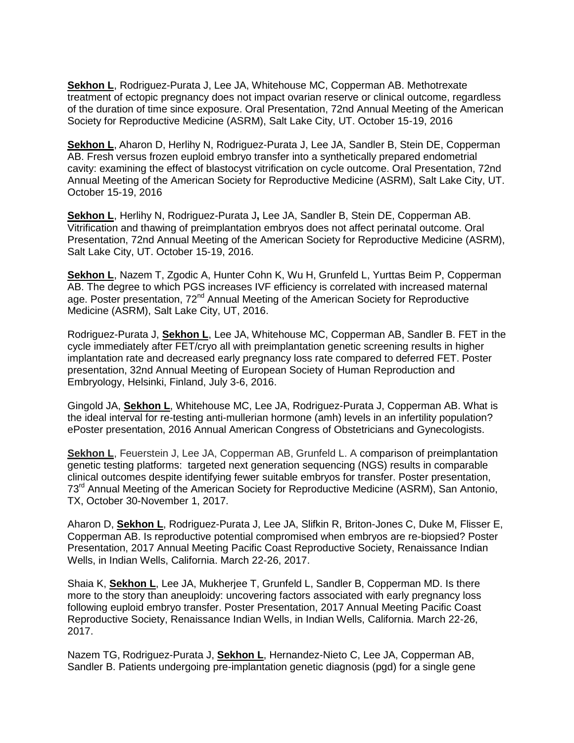**Sekhon L**, Rodriguez-Purata J, Lee JA, Whitehouse MC, Copperman AB. Methotrexate treatment of ectopic pregnancy does not impact ovarian reserve or clinical outcome, regardless of the duration of time since exposure. Oral Presentation, 72nd Annual Meeting of the American Society for Reproductive Medicine (ASRM), Salt Lake City, UT. October 15-19, 2016

**Sekhon L**, Aharon D, Herlihy N, Rodriguez-Purata J, Lee JA, Sandler B, Stein DE, Copperman AB. Fresh versus frozen euploid embryo transfer into a synthetically prepared endometrial cavity: examining the effect of blastocyst vitrification on cycle outcome. Oral Presentation, 72nd Annual Meeting of the American Society for Reproductive Medicine (ASRM), Salt Lake City, UT. October 15-19, 2016

**Sekhon L**, Herlihy N, Rodriguez-Purata J**,** Lee JA, Sandler B, Stein DE, Copperman AB. Vitrification and thawing of preimplantation embryos does not affect perinatal outcome. Oral Presentation, 72nd Annual Meeting of the American Society for Reproductive Medicine (ASRM), Salt Lake City, UT. October 15-19, 2016.

**Sekhon L**, Nazem T, Zgodic A, Hunter Cohn K, Wu H, Grunfeld L, Yurttas Beim P, Copperman AB. The degree to which PGS increases IVF efficiency is correlated with increased maternal age. Poster presentation, 72nd Annual Meeting of the American Society for Reproductive Medicine (ASRM), Salt Lake City, UT, 2016.

Rodriguez-Purata J, **Sekhon L**, Lee JA, Whitehouse MC, Copperman AB, Sandler B. FET in the cycle immediately after FET/cryo all with preimplantation genetic screening results in higher implantation rate and decreased early pregnancy loss rate compared to deferred FET. Poster presentation, 32nd Annual Meeting of European Society of Human Reproduction and Embryology, Helsinki, Finland, July 3-6, 2016.

Gingold JA, **Sekhon L**, Whitehouse MC, Lee JA, Rodriguez-Purata J, Copperman AB. What is the ideal interval for re-testing anti-mullerian hormone (amh) levels in an infertility population? ePoster presentation, 2016 Annual American Congress of Obstetricians and Gynecologists.

**Sekhon L**, Feuerstein J, Lee JA, Copperman AB, Grunfeld L. A comparison of preimplantation genetic testing platforms: targeted next generation sequencing (NGS) results in comparable clinical outcomes despite identifying fewer suitable embryos for transfer. Poster presentation, 73rd Annual Meeting of the American Society for Reproductive Medicine (ASRM), San Antonio, TX, October 30-November 1, 2017.

Aharon D, **Sekhon L**, Rodriguez-Purata J, Lee JA, Slifkin R, Briton-Jones C, Duke M, Flisser E, Copperman AB. Is reproductive potential compromised when embryos are re-biopsied? Poster Presentation, 2017 Annual Meeting Pacific Coast Reproductive Society, Renaissance Indian Wells, in Indian Wells, California. March 22-26, 2017.

Shaia K, **Sekhon L**, Lee JA, Mukherjee T, Grunfeld L, Sandler B, Copperman MD. Is there more to the story than aneuploidy: uncovering factors associated with early pregnancy loss following euploid embryo transfer. Poster Presentation, 2017 Annual Meeting Pacific Coast Reproductive Society, Renaissance Indian Wells, in Indian Wells, California. March 22-26, 2017.

Nazem TG, Rodriguez-Purata J, **Sekhon L**, Hernandez-Nieto C, Lee JA, Copperman AB, Sandler B. Patients undergoing pre-implantation genetic diagnosis (pgd) for a single gene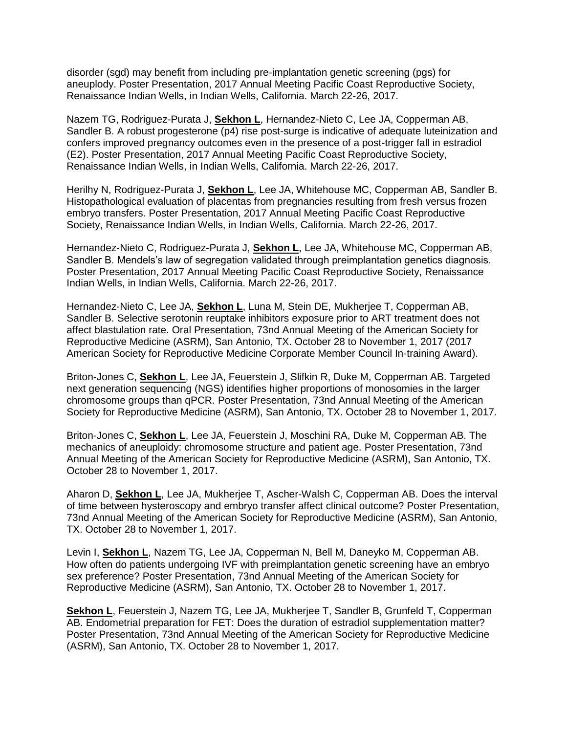disorder (sgd) may benefit from including pre-implantation genetic screening (pgs) for aneuplody. Poster Presentation, 2017 Annual Meeting Pacific Coast Reproductive Society, Renaissance Indian Wells, in Indian Wells, California. March 22-26, 2017.

Nazem TG, Rodriguez-Purata J, **Sekhon L**, Hernandez-Nieto C, Lee JA, Copperman AB, Sandler B. A robust progesterone (p4) rise post-surge is indicative of adequate luteinization and confers improved pregnancy outcomes even in the presence of a post-trigger fall in estradiol (E2). Poster Presentation, 2017 Annual Meeting Pacific Coast Reproductive Society, Renaissance Indian Wells, in Indian Wells, California. March 22-26, 2017.

Herilhy N, Rodriguez-Purata J, **Sekhon L**, Lee JA, Whitehouse MC, Copperman AB, Sandler B. Histopathological evaluation of placentas from pregnancies resulting from fresh versus frozen embryo transfers. Poster Presentation, 2017 Annual Meeting Pacific Coast Reproductive Society, Renaissance Indian Wells, in Indian Wells, California. March 22-26, 2017.

Hernandez-Nieto C, Rodriguez-Purata J, **Sekhon L**, Lee JA, Whitehouse MC, Copperman AB, Sandler B. Mendels's law of segregation validated through preimplantation genetics diagnosis. Poster Presentation, 2017 Annual Meeting Pacific Coast Reproductive Society, Renaissance Indian Wells, in Indian Wells, California. March 22-26, 2017.

Hernandez-Nieto C, Lee JA, **Sekhon L**, Luna M, Stein DE, Mukherjee T, Copperman AB, Sandler B. Selective serotonin reuptake inhibitors exposure prior to ART treatment does not affect blastulation rate. Oral Presentation, 73nd Annual Meeting of the American Society for Reproductive Medicine (ASRM), San Antonio, TX. October 28 to November 1, 2017 (2017 American Society for Reproductive Medicine Corporate Member Council In-training Award).

Briton-Jones C, **Sekhon L**, Lee JA, Feuerstein J, Slifkin R, Duke M, Copperman AB. Targeted next generation sequencing (NGS) identifies higher proportions of monosomies in the larger chromosome groups than qPCR. Poster Presentation, 73nd Annual Meeting of the American Society for Reproductive Medicine (ASRM), San Antonio, TX. October 28 to November 1, 2017.

Briton-Jones C, **Sekhon L**, Lee JA, Feuerstein J, Moschini RA, Duke M, Copperman AB. The mechanics of aneuploidy: chromosome structure and patient age. Poster Presentation, 73nd Annual Meeting of the American Society for Reproductive Medicine (ASRM), San Antonio, TX. October 28 to November 1, 2017.

Aharon D, **Sekhon L**, Lee JA, Mukherjee T, Ascher-Walsh C, Copperman AB. Does the interval of time between hysteroscopy and embryo transfer affect clinical outcome? Poster Presentation, 73nd Annual Meeting of the American Society for Reproductive Medicine (ASRM), San Antonio, TX. October 28 to November 1, 2017.

Levin I, **Sekhon L**, Nazem TG, Lee JA, Copperman N, Bell M, Daneyko M, Copperman AB. How often do patients undergoing IVF with preimplantation genetic screening have an embryo sex preference? Poster Presentation, 73nd Annual Meeting of the American Society for Reproductive Medicine (ASRM), San Antonio, TX. October 28 to November 1, 2017.

**Sekhon L**, Feuerstein J, Nazem TG, Lee JA, Mukherjee T, Sandler B, Grunfeld T, Copperman AB. Endometrial preparation for FET: Does the duration of estradiol supplementation matter? Poster Presentation, 73nd Annual Meeting of the American Society for Reproductive Medicine (ASRM), San Antonio, TX. October 28 to November 1, 2017.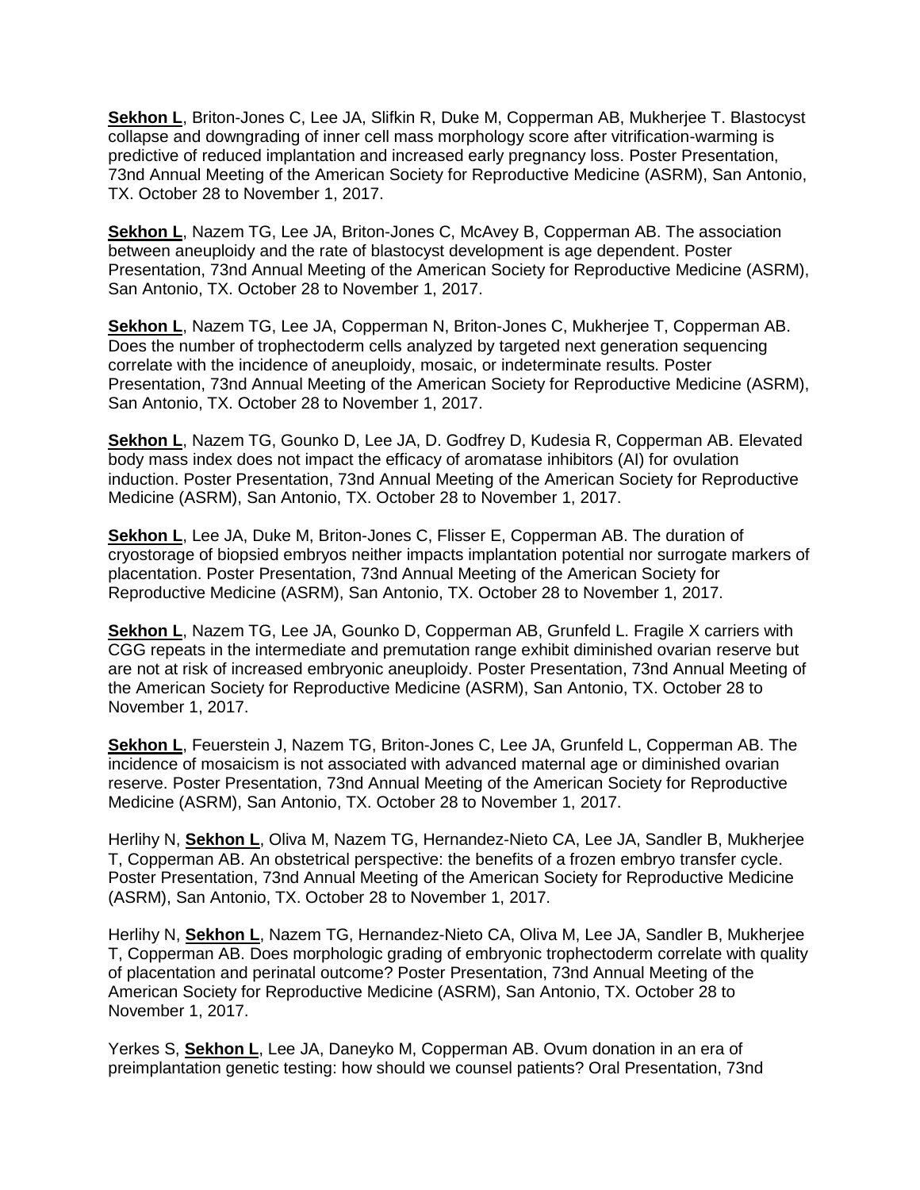**Sekhon L**, Briton-Jones C, Lee JA, Slifkin R, Duke M, Copperman AB, Mukherjee T. Blastocyst collapse and downgrading of inner cell mass morphology score after vitrification-warming is predictive of reduced implantation and increased early pregnancy loss. Poster Presentation, 73nd Annual Meeting of the American Society for Reproductive Medicine (ASRM), San Antonio, TX. October 28 to November 1, 2017.

**Sekhon L**, Nazem TG, Lee JA, Briton-Jones C, McAvey B, Copperman AB. The association between aneuploidy and the rate of blastocyst development is age dependent. Poster Presentation, 73nd Annual Meeting of the American Society for Reproductive Medicine (ASRM), San Antonio, TX. October 28 to November 1, 2017.

**Sekhon L**, Nazem TG, Lee JA, Copperman N, Briton-Jones C, Mukherjee T, Copperman AB. Does the number of trophectoderm cells analyzed by targeted next generation sequencing correlate with the incidence of aneuploidy, mosaic, or indeterminate results. Poster Presentation, 73nd Annual Meeting of the American Society for Reproductive Medicine (ASRM), San Antonio, TX. October 28 to November 1, 2017.

**Sekhon L**, Nazem TG, Gounko D, Lee JA, D. Godfrey D, Kudesia R, Copperman AB. Elevated body mass index does not impact the efficacy of aromatase inhibitors (AI) for ovulation induction. Poster Presentation, 73nd Annual Meeting of the American Society for Reproductive Medicine (ASRM), San Antonio, TX. October 28 to November 1, 2017.

**Sekhon L**, Lee JA, Duke M, Briton-Jones C, Flisser E, Copperman AB. The duration of cryostorage of biopsied embryos neither impacts implantation potential nor surrogate markers of placentation. Poster Presentation, 73nd Annual Meeting of the American Society for Reproductive Medicine (ASRM), San Antonio, TX. October 28 to November 1, 2017.

**Sekhon L**, Nazem TG, Lee JA, Gounko D, Copperman AB, Grunfeld L. Fragile X carriers with CGG repeats in the intermediate and premutation range exhibit diminished ovarian reserve but are not at risk of increased embryonic aneuploidy. Poster Presentation, 73nd Annual Meeting of the American Society for Reproductive Medicine (ASRM), San Antonio, TX. October 28 to November 1, 2017.

**Sekhon L**, Feuerstein J, Nazem TG, Briton-Jones C, Lee JA, Grunfeld L, Copperman AB. The incidence of mosaicism is not associated with advanced maternal age or diminished ovarian reserve. Poster Presentation, 73nd Annual Meeting of the American Society for Reproductive Medicine (ASRM), San Antonio, TX. October 28 to November 1, 2017.

Herlihy N, **Sekhon L**, Oliva M, Nazem TG, Hernandez-Nieto CA, Lee JA, Sandler B, Mukherjee T, Copperman AB. An obstetrical perspective: the benefits of a frozen embryo transfer cycle. Poster Presentation, 73nd Annual Meeting of the American Society for Reproductive Medicine (ASRM), San Antonio, TX. October 28 to November 1, 2017.

Herlihy N, **Sekhon L**, Nazem TG, Hernandez-Nieto CA, Oliva M, Lee JA, Sandler B, Mukherjee T, Copperman AB. Does morphologic grading of embryonic trophectoderm correlate with quality of placentation and perinatal outcome? Poster Presentation, 73nd Annual Meeting of the American Society for Reproductive Medicine (ASRM), San Antonio, TX. October 28 to November 1, 2017.

Yerkes S, **Sekhon L**, Lee JA, Daneyko M, Copperman AB. Ovum donation in an era of preimplantation genetic testing: how should we counsel patients? Oral Presentation, 73nd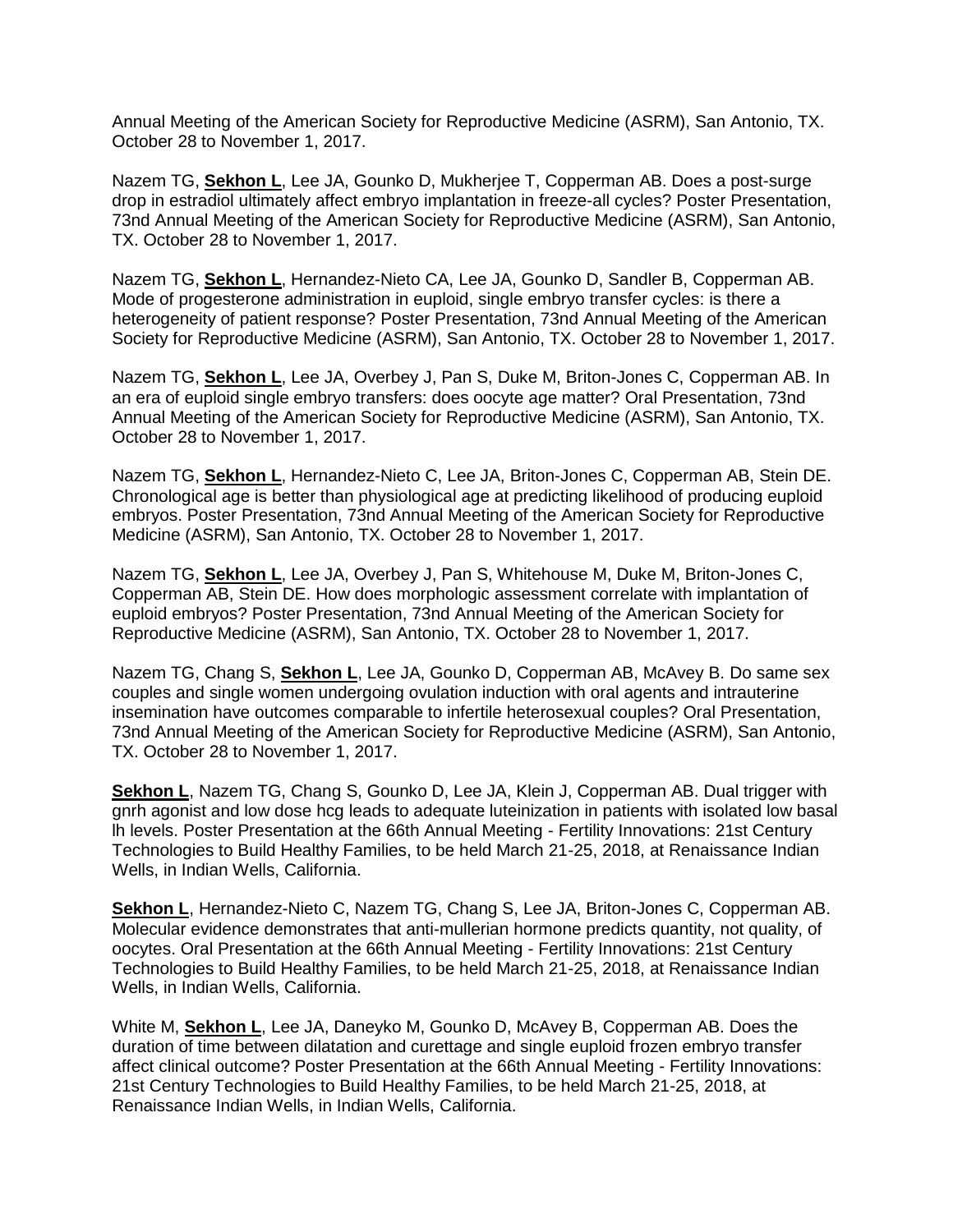Annual Meeting of the American Society for Reproductive Medicine (ASRM), San Antonio, TX. October 28 to November 1, 2017.

Nazem TG, **Sekhon L**, Lee JA, Gounko D, Mukherjee T, Copperman AB. Does a post-surge drop in estradiol ultimately affect embryo implantation in freeze-all cycles? Poster Presentation, 73nd Annual Meeting of the American Society for Reproductive Medicine (ASRM), San Antonio, TX. October 28 to November 1, 2017.

Nazem TG, **Sekhon L**, Hernandez-Nieto CA, Lee JA, Gounko D, Sandler B, Copperman AB. Mode of progesterone administration in euploid, single embryo transfer cycles: is there a heterogeneity of patient response? Poster Presentation, 73nd Annual Meeting of the American Society for Reproductive Medicine (ASRM), San Antonio, TX. October 28 to November 1, 2017.

Nazem TG, **Sekhon L**, Lee JA, Overbey J, Pan S, Duke M, Briton-Jones C, Copperman AB. In an era of euploid single embryo transfers: does oocyte age matter? Oral Presentation, 73nd Annual Meeting of the American Society for Reproductive Medicine (ASRM), San Antonio, TX. October 28 to November 1, 2017.

Nazem TG, **Sekhon L**, Hernandez-Nieto C, Lee JA, Briton-Jones C, Copperman AB, Stein DE. Chronological age is better than physiological age at predicting likelihood of producing euploid embryos. Poster Presentation, 73nd Annual Meeting of the American Society for Reproductive Medicine (ASRM), San Antonio, TX. October 28 to November 1, 2017.

Nazem TG, **Sekhon L**, Lee JA, Overbey J, Pan S, Whitehouse M, Duke M, Briton-Jones C, Copperman AB, Stein DE. How does morphologic assessment correlate with implantation of euploid embryos? Poster Presentation, 73nd Annual Meeting of the American Society for Reproductive Medicine (ASRM), San Antonio, TX. October 28 to November 1, 2017.

Nazem TG, Chang S, **Sekhon L**, Lee JA, Gounko D, Copperman AB, McAvey B. Do same sex couples and single women undergoing ovulation induction with oral agents and intrauterine insemination have outcomes comparable to infertile heterosexual couples? Oral Presentation, 73nd Annual Meeting of the American Society for Reproductive Medicine (ASRM), San Antonio, TX. October 28 to November 1, 2017.

**Sekhon L**, Nazem TG, Chang S, Gounko D, Lee JA, Klein J, Copperman AB. Dual trigger with gnrh agonist and low dose hcg leads to adequate luteinization in patients with isolated low basal lh levels. Poster Presentation at the 66th Annual Meeting - Fertility Innovations: 21st Century Technologies to Build Healthy Families, to be held March 21-25, 2018, at Renaissance Indian Wells, in Indian Wells, California.

**Sekhon L**, Hernandez-Nieto C, Nazem TG, Chang S, Lee JA, Briton-Jones C, Copperman AB. Molecular evidence demonstrates that anti-mullerian hormone predicts quantity, not quality, of oocytes. Oral Presentation at the 66th Annual Meeting - Fertility Innovations: 21st Century Technologies to Build Healthy Families, to be held March 21-25, 2018, at Renaissance Indian Wells, in Indian Wells, California.

White M, **Sekhon L**, Lee JA, Daneyko M, Gounko D, McAvey B, Copperman AB. Does the duration of time between dilatation and curettage and single euploid frozen embryo transfer affect clinical outcome? Poster Presentation at the 66th Annual Meeting - Fertility Innovations: 21st Century Technologies to Build Healthy Families, to be held March 21-25, 2018, at Renaissance Indian Wells, in Indian Wells, California.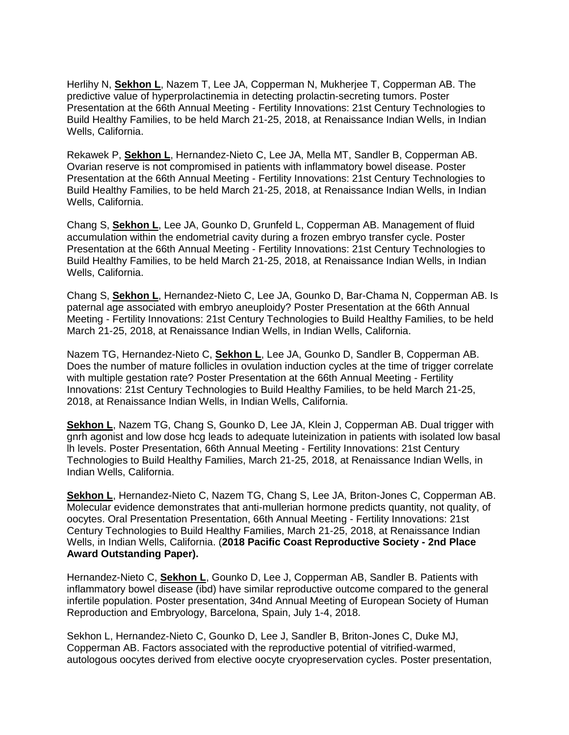Herlihy N, **Sekhon L**, Nazem T, Lee JA, Copperman N, Mukherjee T, Copperman AB. The predictive value of hyperprolactinemia in detecting prolactin-secreting tumors. Poster Presentation at the 66th Annual Meeting - Fertility Innovations: 21st Century Technologies to Build Healthy Families, to be held March 21-25, 2018, at Renaissance Indian Wells, in Indian Wells, California.

Rekawek P, **Sekhon L**, Hernandez-Nieto C, Lee JA, Mella MT, Sandler B, Copperman AB. Ovarian reserve is not compromised in patients with inflammatory bowel disease. Poster Presentation at the 66th Annual Meeting - Fertility Innovations: 21st Century Technologies to Build Healthy Families, to be held March 21-25, 2018, at Renaissance Indian Wells, in Indian Wells, California.

Chang S, **Sekhon L**, Lee JA, Gounko D, Grunfeld L, Copperman AB. Management of fluid accumulation within the endometrial cavity during a frozen embryo transfer cycle. Poster Presentation at the 66th Annual Meeting - Fertility Innovations: 21st Century Technologies to Build Healthy Families, to be held March 21-25, 2018, at Renaissance Indian Wells, in Indian Wells, California.

Chang S, **Sekhon L**, Hernandez-Nieto C, Lee JA, Gounko D, Bar-Chama N, Copperman AB. Is paternal age associated with embryo aneuploidy? Poster Presentation at the 66th Annual Meeting - Fertility Innovations: 21st Century Technologies to Build Healthy Families, to be held March 21-25, 2018, at Renaissance Indian Wells, in Indian Wells, California.

Nazem TG, Hernandez-Nieto C, **Sekhon L**, Lee JA, Gounko D, Sandler B, Copperman AB. Does the number of mature follicles in ovulation induction cycles at the time of trigger correlate with multiple gestation rate? Poster Presentation at the 66th Annual Meeting - Fertility Innovations: 21st Century Technologies to Build Healthy Families, to be held March 21-25, 2018, at Renaissance Indian Wells, in Indian Wells, California.

**Sekhon L**, Nazem TG, Chang S, Gounko D, Lee JA, Klein J, Copperman AB. Dual trigger with gnrh agonist and low dose hcg leads to adequate luteinization in patients with isolated low basal lh levels. Poster Presentation, 66th Annual Meeting - Fertility Innovations: 21st Century Technologies to Build Healthy Families, March 21-25, 2018, at Renaissance Indian Wells, in Indian Wells, California.

**Sekhon L**, Hernandez-Nieto C, Nazem TG, Chang S, Lee JA, Briton-Jones C, Copperman AB. Molecular evidence demonstrates that anti-mullerian hormone predicts quantity, not quality, of oocytes. Oral Presentation Presentation, 66th Annual Meeting - Fertility Innovations: 21st Century Technologies to Build Healthy Families, March 21-25, 2018, at Renaissance Indian Wells, in Indian Wells, California. (**2018 Pacific Coast Reproductive Society - 2nd Place Award Outstanding Paper).**

Hernandez-Nieto C, **Sekhon L**, Gounko D, Lee J, Copperman AB, Sandler B. Patients with inflammatory bowel disease (ibd) have similar reproductive outcome compared to the general infertile population. Poster presentation, 34nd Annual Meeting of European Society of Human Reproduction and Embryology, Barcelona, Spain, July 1-4, 2018.

Sekhon L, Hernandez-Nieto C, Gounko D, Lee J, Sandler B, Briton-Jones C, Duke MJ, Copperman AB. Factors associated with the reproductive potential of vitrified-warmed, autologous oocytes derived from elective oocyte cryopreservation cycles. Poster presentation,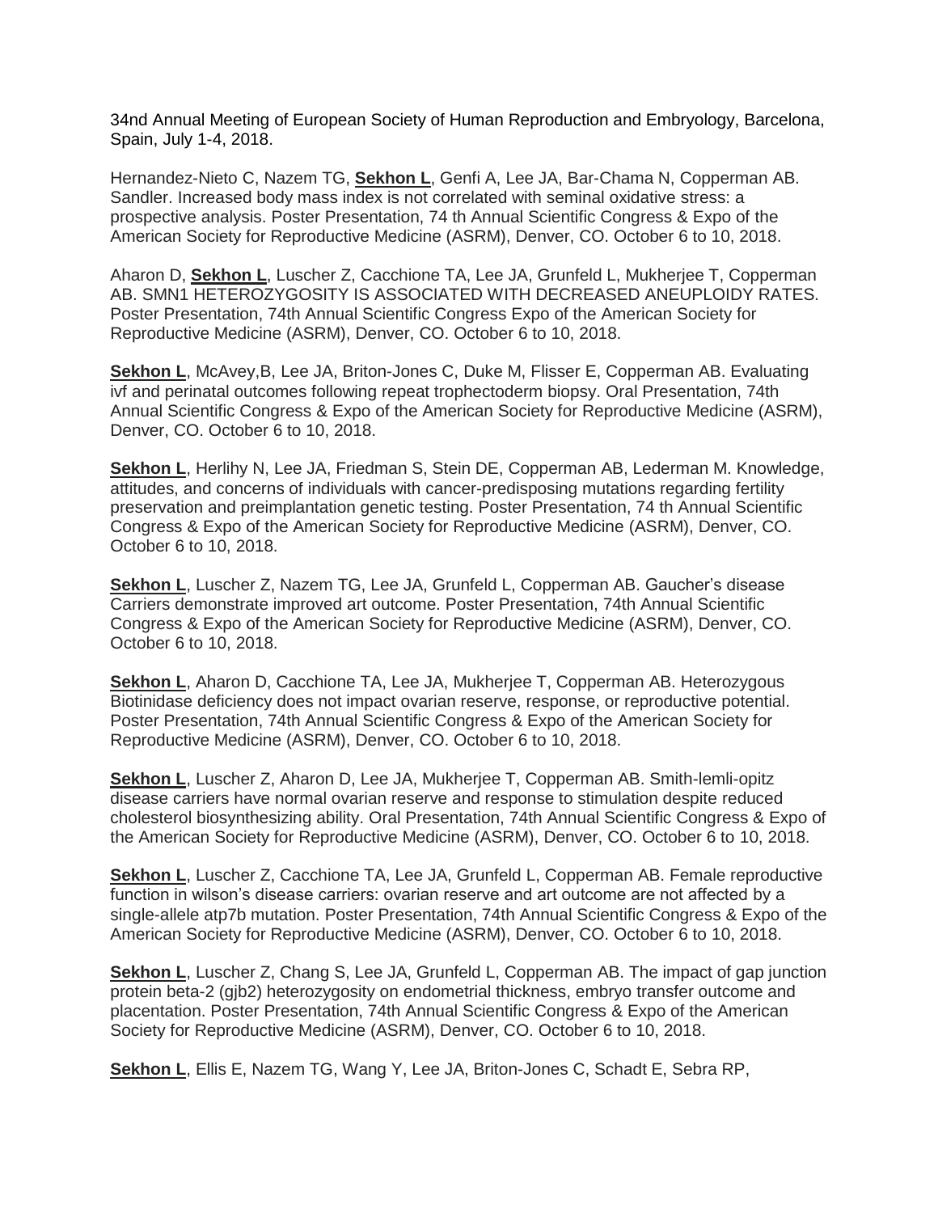34nd Annual Meeting of European Society of Human Reproduction and Embryology, Barcelona, Spain, July 1-4, 2018.

Hernandez-Nieto C, Nazem TG, **Sekhon L**, Genfi A, Lee JA, Bar-Chama N, Copperman AB. Sandler. Increased body mass index is not correlated with seminal oxidative stress: a prospective analysis. Poster Presentation, 74 th Annual Scientific Congress & Expo of the American Society for Reproductive Medicine (ASRM), Denver, CO. October 6 to 10, 2018.

Aharon D, **Sekhon L**, Luscher Z, Cacchione TA, Lee JA, Grunfeld L, Mukherjee T, Copperman AB. SMN1 HETEROZYGOSITY IS ASSOCIATED WITH DECREASED ANEUPLOIDY RATES. Poster Presentation, 74th Annual Scientific Congress Expo of the American Society for Reproductive Medicine (ASRM), Denver, CO. October 6 to 10, 2018.

**Sekhon L**, McAvey,B, Lee JA, Briton-Jones C, Duke M, Flisser E, Copperman AB. Evaluating ivf and perinatal outcomes following repeat trophectoderm biopsy. Oral Presentation, 74th Annual Scientific Congress & Expo of the American Society for Reproductive Medicine (ASRM), Denver, CO. October 6 to 10, 2018.

**Sekhon L**, Herlihy N, Lee JA, Friedman S, Stein DE, Copperman AB, Lederman M. Knowledge, attitudes, and concerns of individuals with cancer-predisposing mutations regarding fertility preservation and preimplantation genetic testing. Poster Presentation, 74 th Annual Scientific Congress & Expo of the American Society for Reproductive Medicine (ASRM), Denver, CO. October 6 to 10, 2018.

**Sekhon L**, Luscher Z, Nazem TG, Lee JA, Grunfeld L, Copperman AB. Gaucher's disease Carriers demonstrate improved art outcome. Poster Presentation, 74th Annual Scientific Congress & Expo of the American Society for Reproductive Medicine (ASRM), Denver, CO. October 6 to 10, 2018.

**Sekhon L**, Aharon D, Cacchione TA, Lee JA, Mukherjee T, Copperman AB. Heterozygous Biotinidase deficiency does not impact ovarian reserve, response, or reproductive potential. Poster Presentation, 74th Annual Scientific Congress & Expo of the American Society for Reproductive Medicine (ASRM), Denver, CO. October 6 to 10, 2018.

**Sekhon L**, Luscher Z, Aharon D, Lee JA, Mukherjee T, Copperman AB. Smith-lemli-opitz disease carriers have normal ovarian reserve and response to stimulation despite reduced cholesterol biosynthesizing ability. Oral Presentation, 74th Annual Scientific Congress & Expo of the American Society for Reproductive Medicine (ASRM), Denver, CO. October 6 to 10, 2018.

**Sekhon L**, Luscher Z, Cacchione TA, Lee JA, Grunfeld L, Copperman AB. Female reproductive function in wilson's disease carriers: ovarian reserve and art outcome are not affected by a single-allele atp7b mutation. Poster Presentation, 74th Annual Scientific Congress & Expo of the American Society for Reproductive Medicine (ASRM), Denver, CO. October 6 to 10, 2018.

**Sekhon L**, Luscher Z, Chang S, Lee JA, Grunfeld L, Copperman AB. The impact of gap junction protein beta-2 (gjb2) heterozygosity on endometrial thickness, embryo transfer outcome and placentation. Poster Presentation, 74th Annual Scientific Congress & Expo of the American Society for Reproductive Medicine (ASRM), Denver, CO. October 6 to 10, 2018.

**Sekhon L**, Ellis E, Nazem TG, Wang Y, Lee JA, Briton-Jones C, Schadt E, Sebra RP,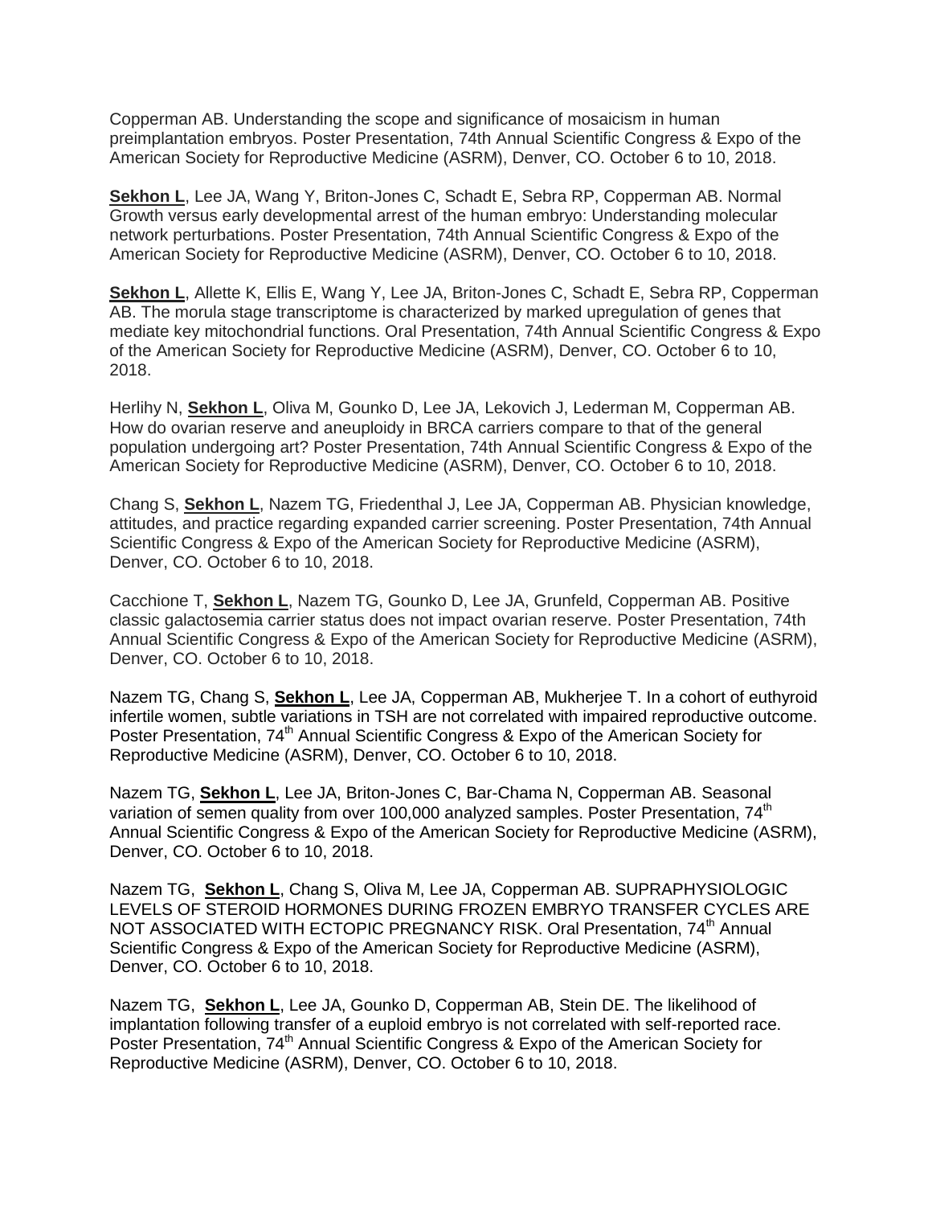Copperman AB. Understanding the scope and significance of mosaicism in human preimplantation embryos. Poster Presentation, 74th Annual Scientific Congress & Expo of the American Society for Reproductive Medicine (ASRM), Denver, CO. October 6 to 10, 2018.

**Sekhon L**, Lee JA, Wang Y, Briton-Jones C, Schadt E, Sebra RP, Copperman AB. Normal Growth versus early developmental arrest of the human embryo: Understanding molecular network perturbations. Poster Presentation, 74th Annual Scientific Congress & Expo of the American Society for Reproductive Medicine (ASRM), Denver, CO. October 6 to 10, 2018.

**Sekhon L**, Allette K, Ellis E, Wang Y, Lee JA, Briton-Jones C, Schadt E, Sebra RP, Copperman AB. The morula stage transcriptome is characterized by marked upregulation of genes that mediate key mitochondrial functions. Oral Presentation, 74th Annual Scientific Congress & Expo of the American Society for Reproductive Medicine (ASRM), Denver, CO. October 6 to 10, 2018.

Herlihy N, **Sekhon L**, Oliva M, Gounko D, Lee JA, Lekovich J, Lederman M, Copperman AB. How do ovarian reserve and aneuploidy in BRCA carriers compare to that of the general population undergoing art? Poster Presentation, 74th Annual Scientific Congress & Expo of the American Society for Reproductive Medicine (ASRM), Denver, CO. October 6 to 10, 2018.

Chang S, **Sekhon L**, Nazem TG, Friedenthal J, Lee JA, Copperman AB. Physician knowledge, attitudes, and practice regarding expanded carrier screening. Poster Presentation, 74th Annual Scientific Congress & Expo of the American Society for Reproductive Medicine (ASRM), Denver, CO. October 6 to 10, 2018.

Cacchione T, **Sekhon L**, Nazem TG, Gounko D, Lee JA, Grunfeld, Copperman AB. Positive classic galactosemia carrier status does not impact ovarian reserve. Poster Presentation, 74th Annual Scientific Congress & Expo of the American Society for Reproductive Medicine (ASRM), Denver, CO. October 6 to 10, 2018.

Nazem TG, Chang S, **Sekhon L**, Lee JA, Copperman AB, Mukherjee T. In a cohort of euthyroid infertile women, subtle variations in TSH are not correlated with impaired reproductive outcome. Poster Presentation, 74th Annual Scientific Congress & Expo of the American Society for Reproductive Medicine (ASRM), Denver, CO. October 6 to 10, 2018.

Nazem TG, **Sekhon L**, Lee JA, Briton-Jones C, Bar-Chama N, Copperman AB. Seasonal variation of semen quality from over 100,000 analyzed samples. Poster Presentation, 74th Annual Scientific Congress & Expo of the American Society for Reproductive Medicine (ASRM), Denver, CO. October 6 to 10, 2018.

Nazem TG, **Sekhon L**, Chang S, Oliva M, Lee JA, Copperman AB. SUPRAPHYSIOLOGIC LEVELS OF STEROID HORMONES DURING FROZEN EMBRYO TRANSFER CYCLES ARE NOT ASSOCIATED WITH ECTOPIC PREGNANCY RISK. Oral Presentation, 74th Annual Scientific Congress & Expo of the American Society for Reproductive Medicine (ASRM), Denver, CO. October 6 to 10, 2018.

Nazem TG, **Sekhon L**, Lee JA, Gounko D, Copperman AB, Stein DE. The likelihood of implantation following transfer of a euploid embryo is not correlated with self-reported race. Poster Presentation, 74th Annual Scientific Congress & Expo of the American Society for Reproductive Medicine (ASRM), Denver, CO. October 6 to 10, 2018.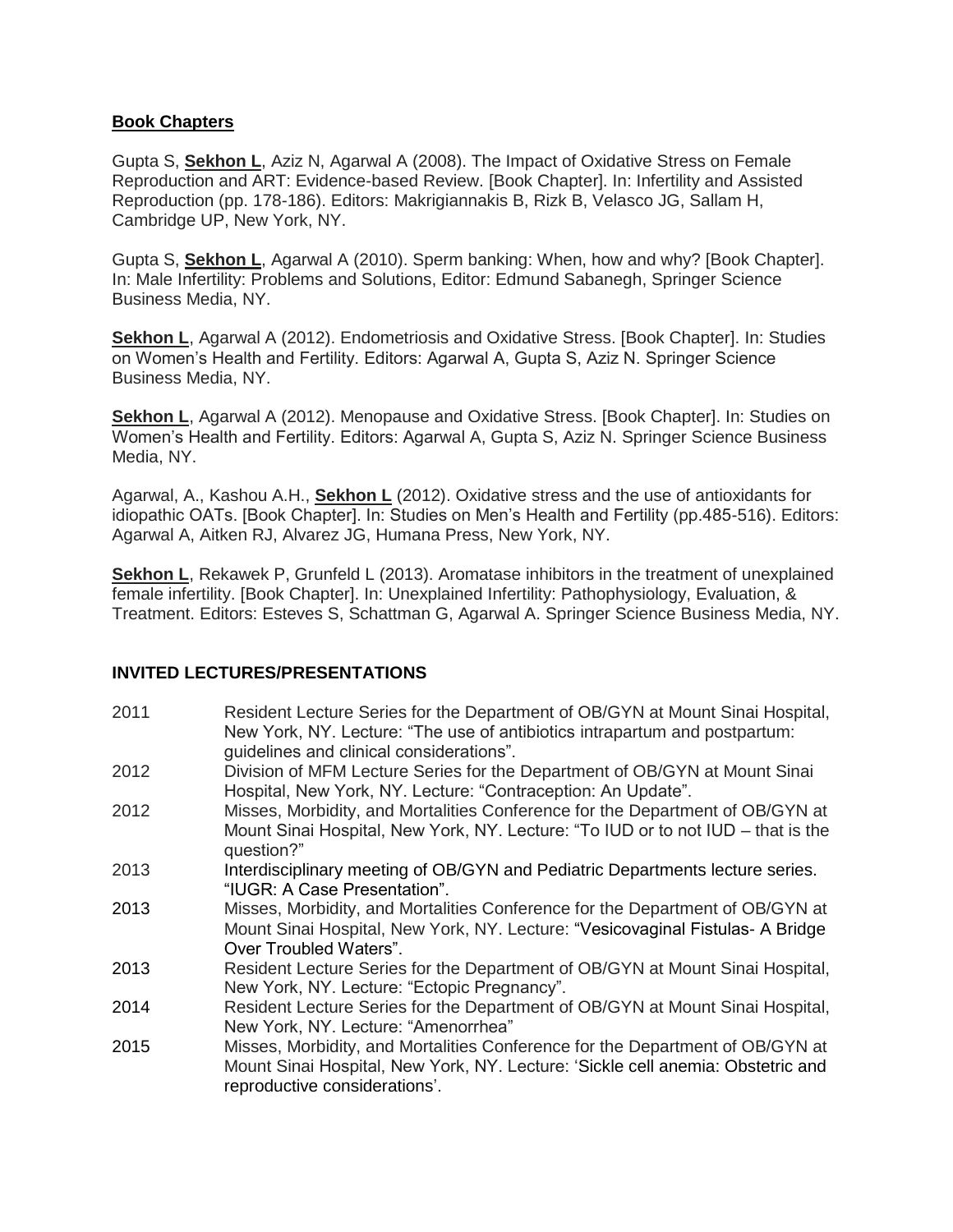## **Book Chapters**

Gupta S, **Sekhon L**, Aziz N, Agarwal A (2008). The Impact of Oxidative Stress on Female Reproduction and ART: Evidence-based Review. [Book Chapter]. In: Infertility and Assisted Reproduction (pp. 178-186). Editors: Makrigiannakis B, Rizk B, Velasco JG, Sallam H, Cambridge UP, New York, NY.

Gupta S, **Sekhon L**, Agarwal A (2010). Sperm banking: When, how and why? [Book Chapter]. In: Male Infertility: Problems and Solutions, Editor: Edmund Sabanegh, Springer Science Business Media, NY.

**Sekhon L**, Agarwal A (2012). Endometriosis and Oxidative Stress. [Book Chapter]. In: Studies on Women's Health and Fertility. Editors: Agarwal A, Gupta S, Aziz N. Springer Science Business Media, NY.

**Sekhon L**, Agarwal A (2012). Menopause and Oxidative Stress. [Book Chapter]. In: Studies on Women's Health and Fertility. Editors: Agarwal A, Gupta S, Aziz N. Springer Science Business Media, NY.

Agarwal, A., Kashou A.H., **Sekhon L** (2012). Oxidative stress and the use of antioxidants for idiopathic OATs. [Book Chapter]. In: Studies on Men's Health and Fertility (pp.485-516). Editors: Agarwal A, Aitken RJ, Alvarez JG, Humana Press, New York, NY.

**Sekhon L**, Rekawek P, Grunfeld L (2013). Aromatase inhibitors in the treatment of unexplained female infertility. [Book Chapter]. In: Unexplained Infertility: Pathophysiology, Evaluation, & Treatment. Editors: Esteves S, Schattman G, Agarwal A. Springer Science Business Media, NY.

## **INVITED LECTURES/PRESENTATIONS**

2011 Resident Lecture Series for the Department of OB/GYN at Mount Sinai Hospital, New York, NY. Lecture: "The use of antibiotics intrapartum and postpartum: guidelines and clinical considerations".

2012 Division of MFM Lecture Series for the Department of OB/GYN at Mount Sinai Hospital, New York, NY. Lecture: "Contraception: An Update".

2012 Misses, Morbidity, and Mortalities Conference for the Department of OB/GYN at Mount Sinai Hospital, New York, NY. Lecture: "To IUD or to not IUD – that is the question?"

2013 Interdisciplinary meeting of OB/GYN and Pediatric Departments lecture series. "IUGR: A Case Presentation".

2013 Misses, Morbidity, and Mortalities Conference for the Department of OB/GYN at Mount Sinai Hospital, New York, NY. Lecture: "Vesicovaginal Fistulas- A Bridge Over Troubled Waters".

2013 Resident Lecture Series for the Department of OB/GYN at Mount Sinai Hospital, New York, NY. Lecture: "Ectopic Pregnancy".

2014 Resident Lecture Series for the Department of OB/GYN at Mount Sinai Hospital, New York, NY. Lecture: "Amenorrhea"

2015 Misses, Morbidity, and Mortalities Conference for the Department of OB/GYN at Mount Sinai Hospital, New York, NY. Lecture: 'Sickle cell anemia: Obstetric and reproductive considerations'.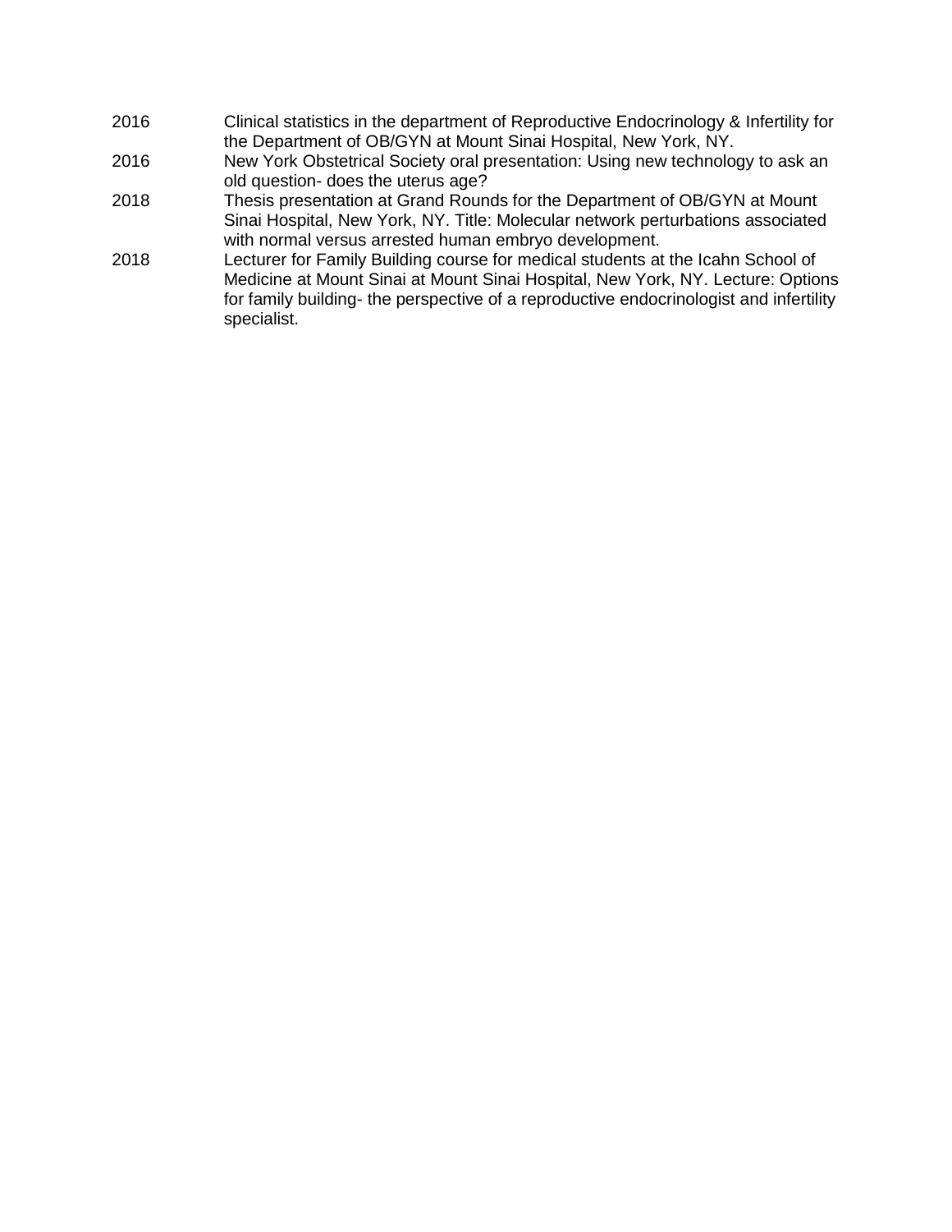| | |
|---|---|
| 2016 | Clinical statistics in the department of Reproductive Endocrinology & Infertility for the Department of OB/GYN at Mount Sinai Hospital, New York, NY. |
| 2016 | New York Obstetrical Society oral presentation: Using new technology to ask an old question- does the uterus age? |
| 2018 | Thesis presentation at Grand Rounds for the Department of OB/GYN at Mount Sinai Hospital, New York, NY. Title: Molecular network perturbations associated with normal versus arrested human embryo development. |
| 2018 | Lecturer for Family Building course for medical students at the Icahn School of Medicine at Mount Sinai at Mount Sinai Hospital, New York, NY. Lecture: Options for family building- the perspective of a reproductive endocrinologist and infertility specialist. |